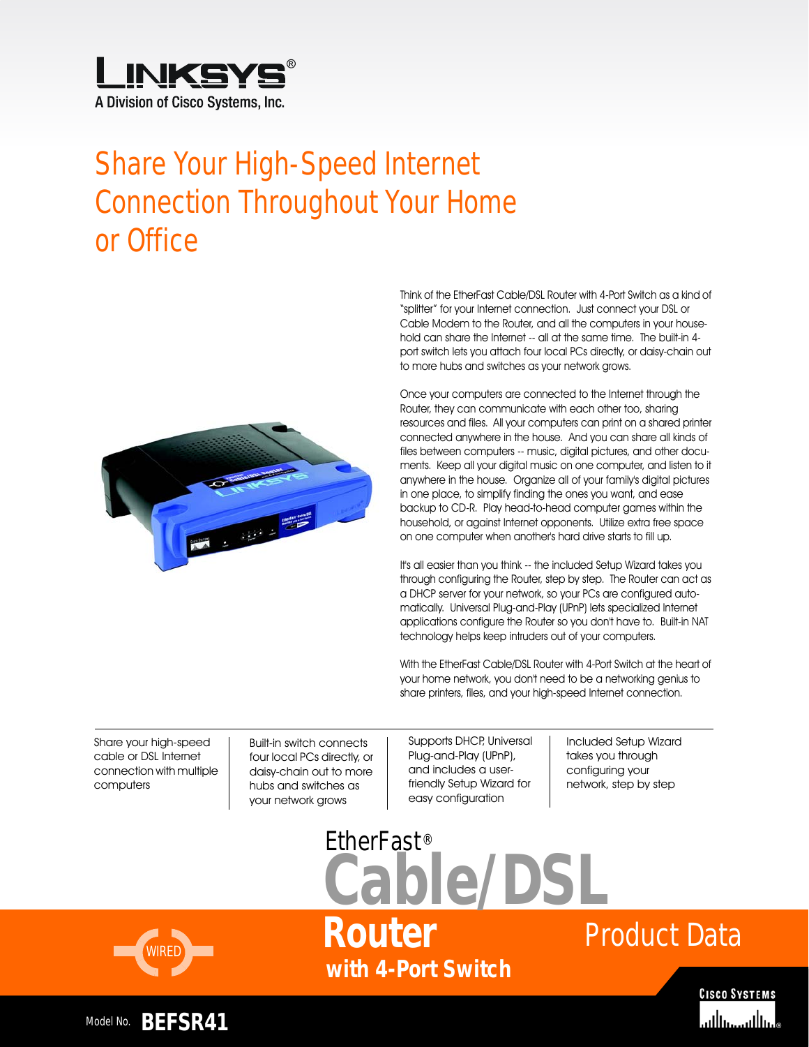LINKSYS®

A Division of Cisco Systems, Inc.

# Share Your High-Speed Internet Connection Throughout Your Home or Office

Think of the EtherFast Cable/DSL Router with 4-Port Switch as a kind of "splitter" for your Internet connection. Just connect your DSL or Cable Modem to the Router, and all the computers in your household can share the Internet -- all at the same time. The built-in 4-port switch lets you attach four local PCs directly, or daisy-chain out to more hubs and switches as your network grows.

Once your computers are connected to the Internet through the Router, they can communicate with each other too, sharing resources and files. All your computers can print on a shared printer connected anywhere in the house. And you can share all kinds of files between computers -- music, digital pictures, and other documents. Keep all your digital music on one computer, and listen to it anywhere in the house. Organize all of your family's digital pictures in one place, to simplify finding the ones you want, and ease backup to CD-R. Play head-to-head computer games within the household, or against Internet opponents. Utilize extra free space on one computer when another's hard drive starts to fill up.

It's all easier than you think -- the included Setup Wizard takes you through configuring the Router, step by step. The Router can act as a DHCP server for your network, so your PCs are configured automatically. Universal Plug-and-Play (UPnP) lets specialized Internet applications configure the Router so you don't have to. Built-in NAT technology helps keep intruders out of your computers.

With the EtherFast Cable/DSL Router with 4-Port Switch at the heart of your home network, you don't need to be a networking genius to share printers, files, and your high-speed Internet connection.

- Share your high-speed cable or DSL Internet connection with multiple computers
- Built-in switch connects four local PCs directly, or daisy-chain out to more hubs and switches as your network grows
- Supports DHCP, Universal Plug-and-Play (UPnP), and includes a user-friendly Setup Wizard for easy configuration
- Included Setup Wizard takes you through configuring your network, step by step

## EtherFast® Cable/DSL Router with 4-Port Switch

WIRED

Product Data

Model No. **BEFSR41**

CISCO SYSTEMS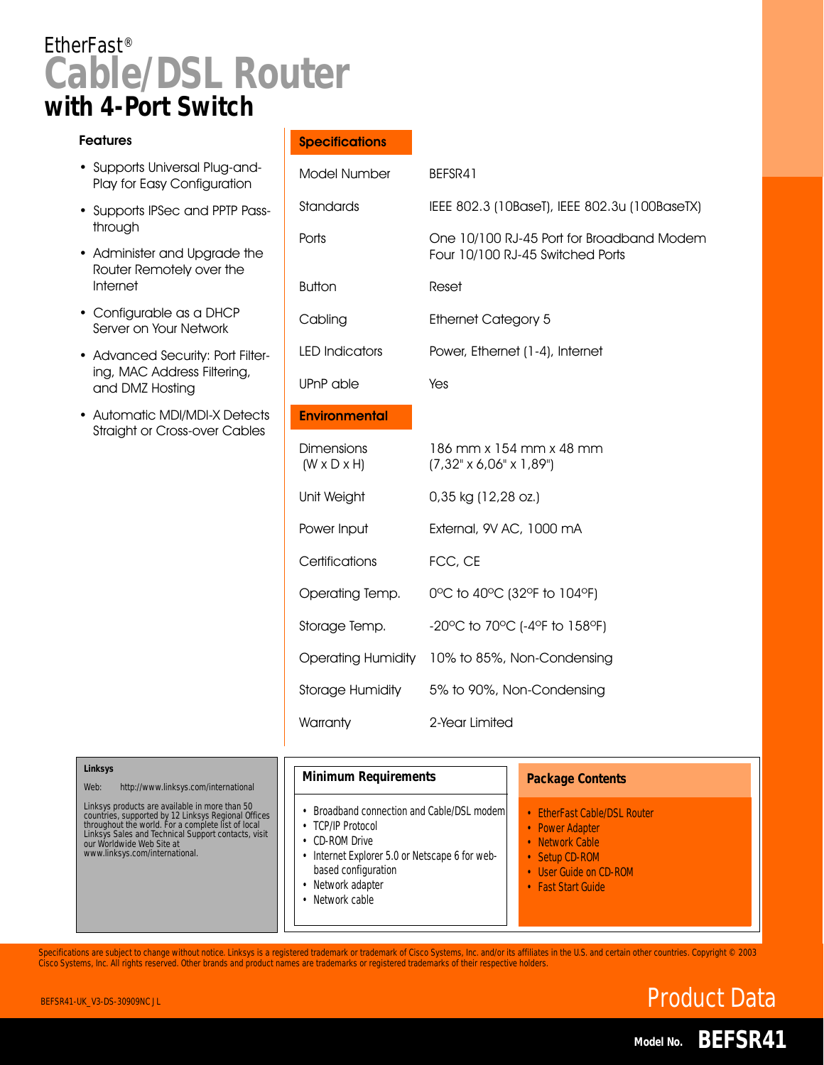EtherFast®

# Cable/DSL Router

## with 4-Port Switch

### Features

- Supports Universal Plug-and-Play for Easy Configuration
- Supports IPSec and PPTP Pass-through
- Administer and Upgrade the Router Remotely over the Internet
- Configurable as a DHCP Server on Your Network
- Advanced Security: Port Filtering, MAC Address Filtering, and DMZ Hosting
- Automatic MDI/MDI-X Detects Straight or Cross-over Cables

### Specifications

| | |
|---|---|
| Model Number | BEFSR41 |
| Standards | IEEE 802.3 (10BaseT), IEEE 802.3u (100BaseTX) |
| Ports | One 10/100 RJ-45 Port for Broadband Modem<br>Four 10/100 RJ-45 Switched Ports |
| Button | Reset |
| Cabling | Ethernet Category 5 |
| LED Indicators | Power, Ethernet (1-4), Internet |
| UPnP able | Yes |

### Environmental

| | |
|---|---|
| Dimensions (W x D x H) | 186 mm x 154 mm x 48 mm<br>(7,32" x 6,06" x 1,89") |
| Unit Weight | 0,35 kg (12,28 oz.) |
| Power Input | External, 9V AC, 1000 mA |
| Certifications | FCC, CE |
| Operating Temp. | 0ºC to 40ºC (32ºF to 104ºF) |
| Storage Temp. | -20ºC to 70ºC (-4ºF to 158ºF) |
| Operating Humidity | 10% to 85%, Non-Condensing |
| Storage Humidity | 5% to 90%, Non-Condensing |
| Warranty | 2-Year Limited |

**Linksys**

Web: http://www.linksys.com/international

Linksys products are available in more than 50 countries, supported by 12 Linksys Regional Offices throughout the world. For a complete list of local Linksys Sales and Technical Support contacts, visit our Worldwide Web Site at www.linksys.com/international.

### Minimum Requirements

- Broadband connection and Cable/DSL modem
- TCP/IP Protocol
- CD-ROM Drive
- Internet Explorer 5.0 or Netscape 6 for web-based configuration
- Network adapter
- Network cable

### Package Contents

- EtherFast Cable/DSL Router
- Power Adapter
- Network Cable
- Setup CD-ROM
- User Guide on CD-ROM
- Fast Start Guide

Specifications are subject to change without notice. Linksys is a registered trademark or trademark of Cisco Systems, Inc. and/or its affiliates in the U.S. and certain other countries. Copyright © 2003 Cisco Systems, Inc. All rights reserved. Other brands and product names are trademarks or registered trademarks of their respective holders.

BEFSR41-UK_V3-DS-30909NC JL

Product Data

**Model No. BEFSR41**